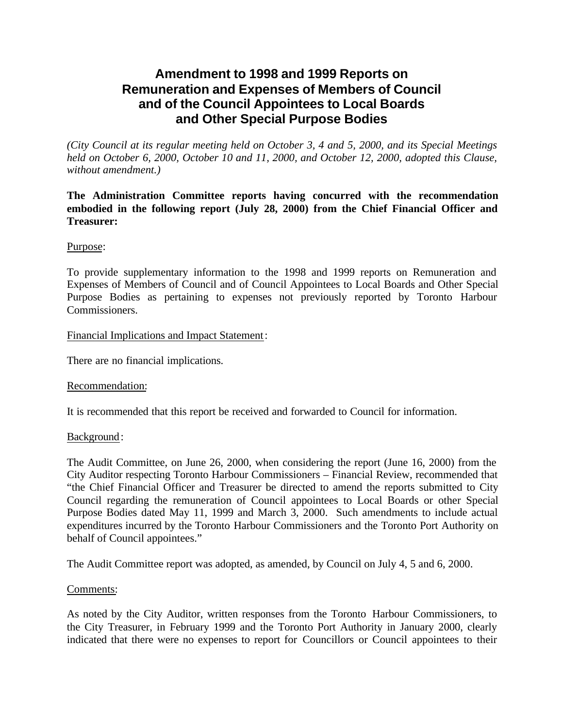# Amendment to 1998 and 1999 Reports on Remuneration and Expenses of Members of Council and of the Council Appointees to Local Boards and Other Special Purpose Bodies

*(City Council at its regular meeting held on October 3, 4 and 5, 2000, and its Special Meetings held on October 6, 2000, October 10 and 11, 2000, and October 12, 2000, adopted this Clause, without amendment.)*

**The Administration Committee reports having concurred with the recommendation embodied in the following report (July 28, 2000) from the Chief Financial Officer and Treasurer:**

Purpose:

To provide supplementary information to the 1998 and 1999 reports on Remuneration and Expenses of Members of Council and of Council Appointees to Local Boards and Other Special Purpose Bodies as pertaining to expenses not previously reported by Toronto Harbour Commissioners.

Financial Implications and Impact Statement:

There are no financial implications.

Recommendation:

It is recommended that this report be received and forwarded to Council for information.

Background:

The Audit Committee, on June 26, 2000, when considering the report (June 16, 2000) from the City Auditor respecting Toronto Harbour Commissioners – Financial Review, recommended that "the Chief Financial Officer and Treasurer be directed to amend the reports submitted to City Council regarding the remuneration of Council appointees to Local Boards or other Special Purpose Bodies dated May 11, 1999 and March 3, 2000. Such amendments to include actual expenditures incurred by the Toronto Harbour Commissioners and the Toronto Port Authority on behalf of Council appointees."

The Audit Committee report was adopted, as amended, by Council on July 4, 5 and 6, 2000.

Comments:

As noted by the City Auditor, written responses from the Toronto Harbour Commissioners, to the City Treasurer, in February 1999 and the Toronto Port Authority in January 2000, clearly indicated that there were no expenses to report for Councillors or Council appointees to their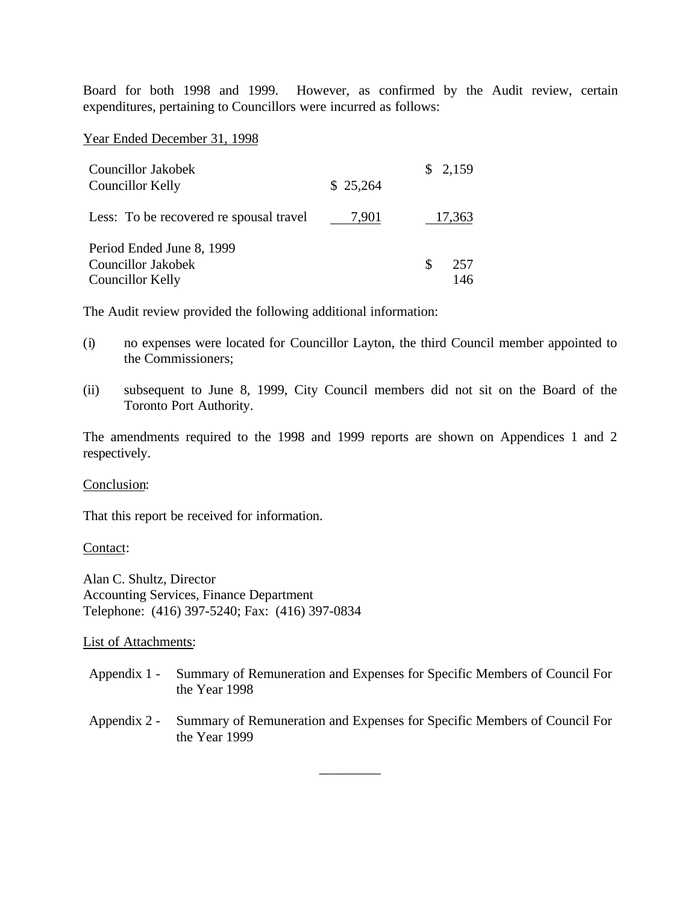Board for both 1998 and 1999. However, as confirmed by the Audit review, certain expenditures, pertaining to Councillors were incurred as follows:

Year Ended December 31, 1998

| | | |
|---|---|---|
| Councillor Jakobek | | $ 2,159 |
| Councillor Kelly | $ 25,264 | |
| Less: To be recovered re spousal travel | 7,901 | 17,363 |
| Period Ended June 8, 1999 | | |
| Councillor Jakobek | | $ 257 |
| Councillor Kelly | | 146 |

The Audit review provided the following additional information:

(i) no expenses were located for Councillor Layton, the third Council member appointed to the Commissioners;

(ii) subsequent to June 8, 1999, City Council members did not sit on the Board of the Toronto Port Authority.

The amendments required to the 1998 and 1999 reports are shown on Appendices 1 and 2 respectively.

Conclusion:

That this report be received for information.

Contact:

Alan C. Shultz, Director
Accounting Services, Finance Department
Telephone: (416) 397-5240; Fax: (416) 397-0834

List of Attachments:

Appendix 1 - Summary of Remuneration and Expenses for Specific Members of Council For the Year 1998

Appendix 2 - Summary of Remuneration and Expenses for Specific Members of Council For the Year 1999

\_\_\_\_\_\_\_\_\_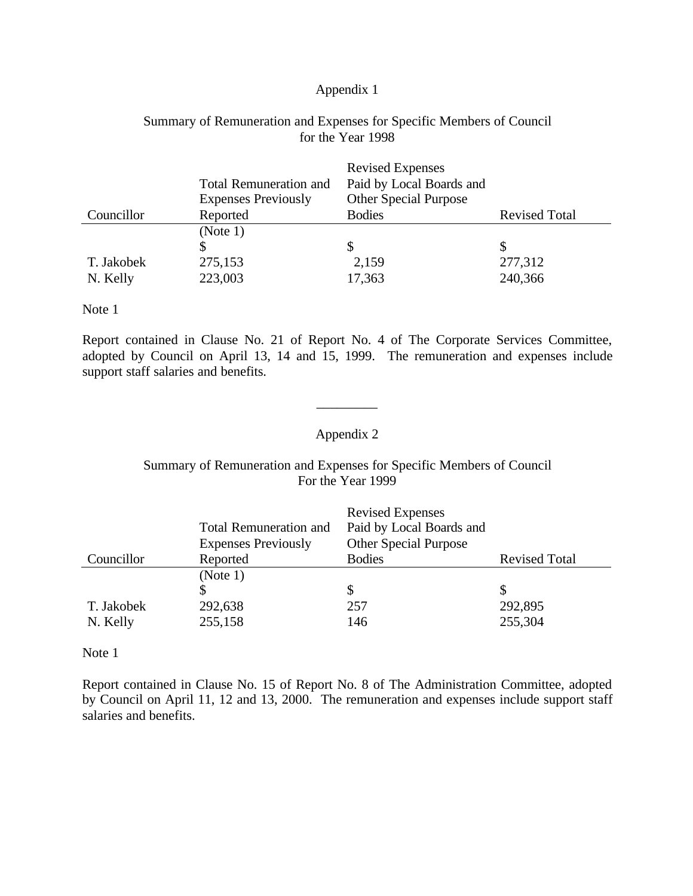# Appendix 1

## Summary of Remuneration and Expenses for Specific Members of Council for the Year 1998

| Councillor | Total Remuneration and Expenses Previously Reported | Revised Expenses Paid by Local Boards and Other Special Purpose Bodies | Revised Total |
|---|---|---|---|
| | (Note 1) | | |
| | $ | $ | $ |
| T. Jakobek | 275,153 | 2,159 | 277,312 |
| N. Kelly | 223,003 | 17,363 | 240,366 |

Note 1

Report contained in Clause No. 21 of Report No. 4 of The Corporate Services Committee, adopted by Council on April 13, 14 and 15, 1999. The remuneration and expenses include support staff salaries and benefits.

---

# Appendix 2

## Summary of Remuneration and Expenses for Specific Members of Council For the Year 1999

| Councillor | Total Remuneration and Expenses Previously Reported | Revised Expenses Paid by Local Boards and Other Special Purpose Bodies | Revised Total |
|---|---|---|---|
| | (Note 1) | | |
| | $ | $ | $ |
| T. Jakobek | 292,638 | 257 | 292,895 |
| N. Kelly | 255,158 | 146 | 255,304 |

Note 1

Report contained in Clause No. 15 of Report No. 8 of The Administration Committee, adopted by Council on April 11, 12 and 13, 2000. The remuneration and expenses include support staff salaries and benefits.